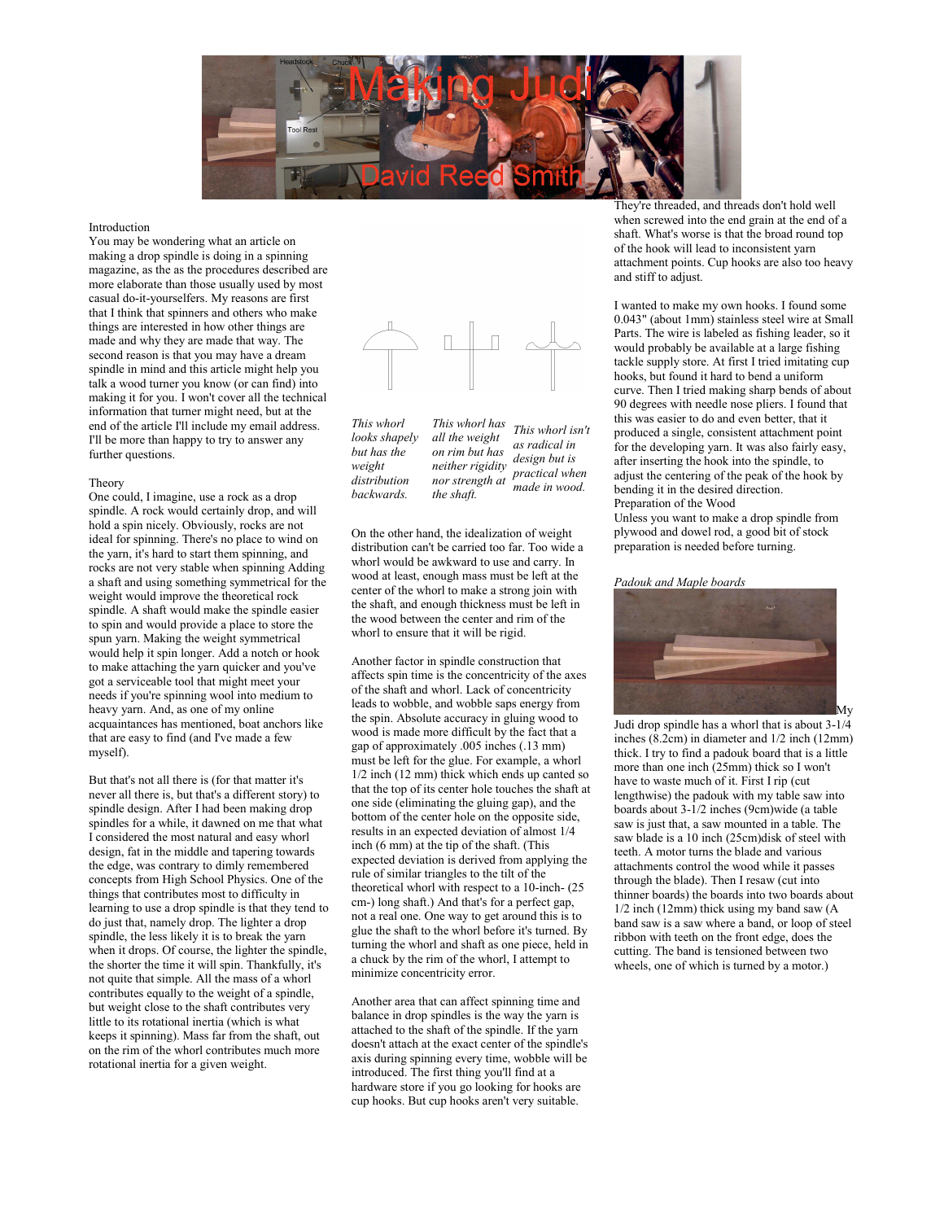# Making Judi

## David Reed Smith

Introduction

You may be wondering what an article on making a drop spindle is doing in a spinning magazine, as the as the procedures described are more elaborate than those usually used by most casual do-it-yourselfers. My reasons are first that I think that spinners and others who make things are interested in how other things are made and why they are made that way. The second reason is that you may have a dream spindle in mind and this article might help you talk a wood turner you know (or can find) into making it for you. I won't cover all the technical information that turner might need, but at the end of the article I'll include my email address. I'll be more than happy to try to answer any further questions.

Theory

One could, I imagine, use a rock as a drop spindle. A rock would certainly drop, and will hold a spin nicely. Obviously, rocks are not ideal for spinning. There's no place to wind on the yarn, it's hard to start them spinning, and rocks are not very stable when spinning Adding a shaft and using something symmetrical for the weight would improve the theoretical rock spindle. A shaft would make the spindle easier to spin and would provide a place to store the spun yarn. Making the weight symmetrical would help it spin longer. Add a notch or hook to make attaching the yarn quicker and you've got a serviceable tool that might meet your needs if you're spinning wool into medium to heavy yarn. And, as one of my online acquaintances has mentioned, boat anchors like that are easy to find (and I've made a few myself).

But that's not all there is (for that matter it's never all there is, but that's a different story) to spindle design. After I had been making drop spindles for a while, it dawned on me that what I considered the most natural and easy whorl design, fat in the middle and tapering towards the edge, was contrary to dimly remembered concepts from High School Physics. One of the things that contributes most to difficulty in learning to use a drop spindle is that they tend to do just that, namely drop. The lighter a drop spindle, the less likely it is to break the yarn when it drops. Of course, the lighter the spindle, the shorter the time it will spin. Thankfully, it's not quite that simple. All the mass of a whorl contributes equally to the weight of a spindle, but weight close to the shaft contributes very little to its rotational inertia (which is what keeps it spinning). Mass far from the shaft, out on the rim of the whorl contributes much more rotational inertia for a given weight.

*This whorl looks shapely but has the weight distribution backwards.*

*This whorl has all the weight on rim but has neither rigidity nor strength at the shaft.*

*This whorl isn't as radical in design but is practical when made in wood.*

On the other hand, the idealization of weight distribution can't be carried too far. Too wide a whorl would be awkward to use and carry. In wood at least, enough mass must be left at the center of the whorl to make a strong join with the shaft, and enough thickness must be left in the wood between the center and rim of the whorl to ensure that it will be rigid.

Another factor in spindle construction that affects spin time is the concentricity of the axes of the shaft and whorl. Lack of concentricity leads to wobble, and wobble saps energy from the spin. Absolute accuracy in gluing wood to wood is made more difficult by the fact that a gap of approximately .005 inches (.13 mm) must be left for the glue. For example, a whorl 1/2 inch (12 mm) thick which ends up canted so that the top of its center hole touches the shaft at one side (eliminating the gluing gap), and the bottom of the center hole on the opposite side, results in an expected deviation of almost 1/4 inch (6 mm) at the tip of the shaft. (This expected deviation is derived from applying the rule of similar triangles to the tilt of the theoretical whorl with respect to a 10-inch- (25 cm-) long shaft.) And that's for a perfect gap, not a real one. One way to get around this is to glue the shaft to the whorl before it's turned. By turning the whorl and shaft as one piece, held in a chuck by the rim of the whorl, I attempt to minimize concentricity error.

Another area that can affect spinning time and balance in drop spindles is the way the yarn is attached to the shaft of the spindle. If the yarn doesn't attach at the exact center of the spindle's axis during spinning every time, wobble will be introduced. The first thing you'll find at a hardware store if you go looking for hooks are cup hooks. But cup hooks aren't very suitable. They're threaded, and threads don't hold well when screwed into the end grain at the end of a shaft. What's worse is that the broad round top of the hook will lead to inconsistent yarn attachment points. Cup hooks are also too heavy and stiff to adjust.

I wanted to make my own hooks. I found some 0.043" (about 1mm) stainless steel wire at Small Parts. The wire is labeled as fishing leader, so it would probably be available at a large fishing tackle supply store. At first I tried imitating cup hooks, but found it hard to bend a uniform curve. Then I tried making sharp bends of about 90 degrees with needle nose pliers. I found that this was easier to do and even better, that it produced a single, consistent attachment point for the developing yarn. It was also fairly easy, after inserting the hook into the spindle, to adjust the centering of the peak of the hook by bending it in the desired direction.

Preparation of the Wood

Unless you want to make a drop spindle from plywood and dowel rod, a good bit of stock preparation is needed before turning.

*Padouk and Maple boards*

My Judi drop spindle has a whorl that is about 3-1/4 inches (8.2cm) in diameter and 1/2 inch (12mm) thick. I try to find a padouk board that is a little more than one inch (25mm) thick so I won't have to waste much of it. First I rip (cut lengthwise) the padouk with my table saw into boards about 3-1/2 inches (9cm)wide (a table saw is just that, a saw mounted in a table. The saw blade is a 10 inch (25cm)disk of steel with teeth. A motor turns the blade and various attachments control the wood while it passes through the blade). Then I resaw (cut into thinner boards) the boards into two boards about 1/2 inch (12mm) thick using my band saw (A band saw is a saw where a band, or loop of steel ribbon with teeth on the front edge, does the cutting. The band is tensioned between two wheels, one of which is turned by a motor.)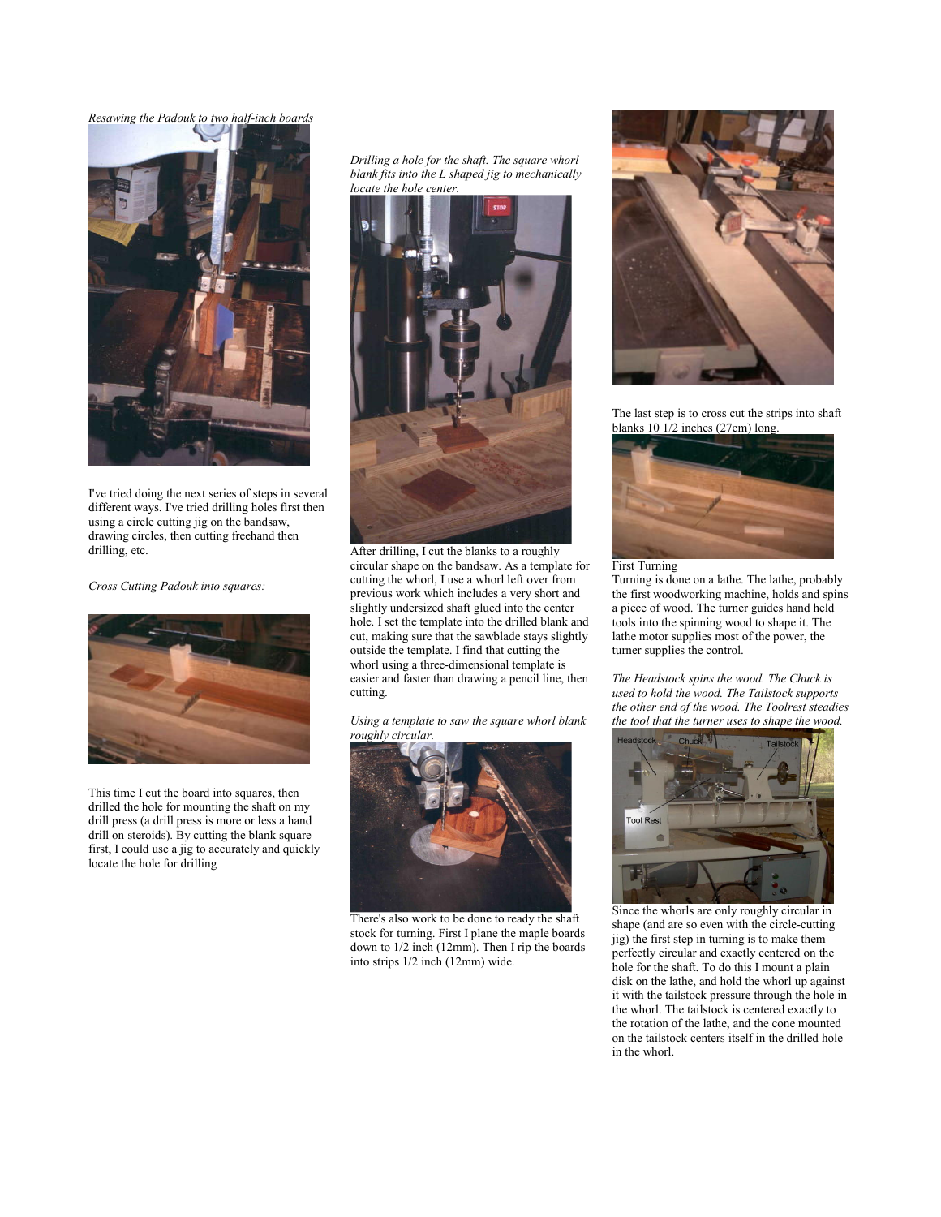*Resawing the Padouk to two half-inch boards*

I've tried doing the next series of steps in several different ways. I've tried drilling holes first then using a circle cutting jig on the bandsaw, drawing circles, then cutting freehand then drilling, etc.

*Cross Cutting Padouk into squares:*

This time I cut the board into squares, then drilled the hole for mounting the shaft on my drill press (a drill press is more or less a hand drill on steroids). By cutting the blank square first, I could use a jig to accurately and quickly locate the hole for drilling

*Drilling a hole for the shaft. The square whorl blank fits into the L shaped jig to mechanically locate the hole center.*

After drilling, I cut the blanks to a roughly circular shape on the bandsaw. As a template for cutting the whorl, I use a whorl left over from previous work which includes a very short and slightly undersized shaft glued into the center hole. I set the template into the drilled blank and cut, making sure that the sawblade stays slightly outside the template. I find that cutting the whorl using a three-dimensional template is easier and faster than drawing a pencil line, then cutting.

*Using a template to saw the square whorl blank roughly circular.*

There's also work to be done to ready the shaft stock for turning. First I plane the maple boards down to 1/2 inch (12mm). Then I rip the boards into strips 1/2 inch (12mm) wide.

The last step is to cross cut the strips into shaft blanks 10 1/2 inches (27cm) long.

First Turning

Turning is done on a lathe. The lathe, probably the first woodworking machine, holds and spins a piece of wood. The turner guides hand held tools into the spinning wood to shape it. The lathe motor supplies most of the power, the turner supplies the control.

*The Headstock spins the wood. The Chuck is used to hold the wood. The Tailstock supports the other end of the wood. The Toolrest steadies the tool that the turner uses to shape the wood.*

Since the whorls are only roughly circular in shape (and are so even with the circle-cutting jig) the first step in turning is to make them perfectly circular and exactly centered on the hole for the shaft. To do this I mount a plain disk on the lathe, and hold the whorl up against it with the tailstock pressure through the hole in the whorl. The tailstock is centered exactly to the rotation of the lathe, and the cone mounted on the tailstock centers itself in the drilled hole in the whorl.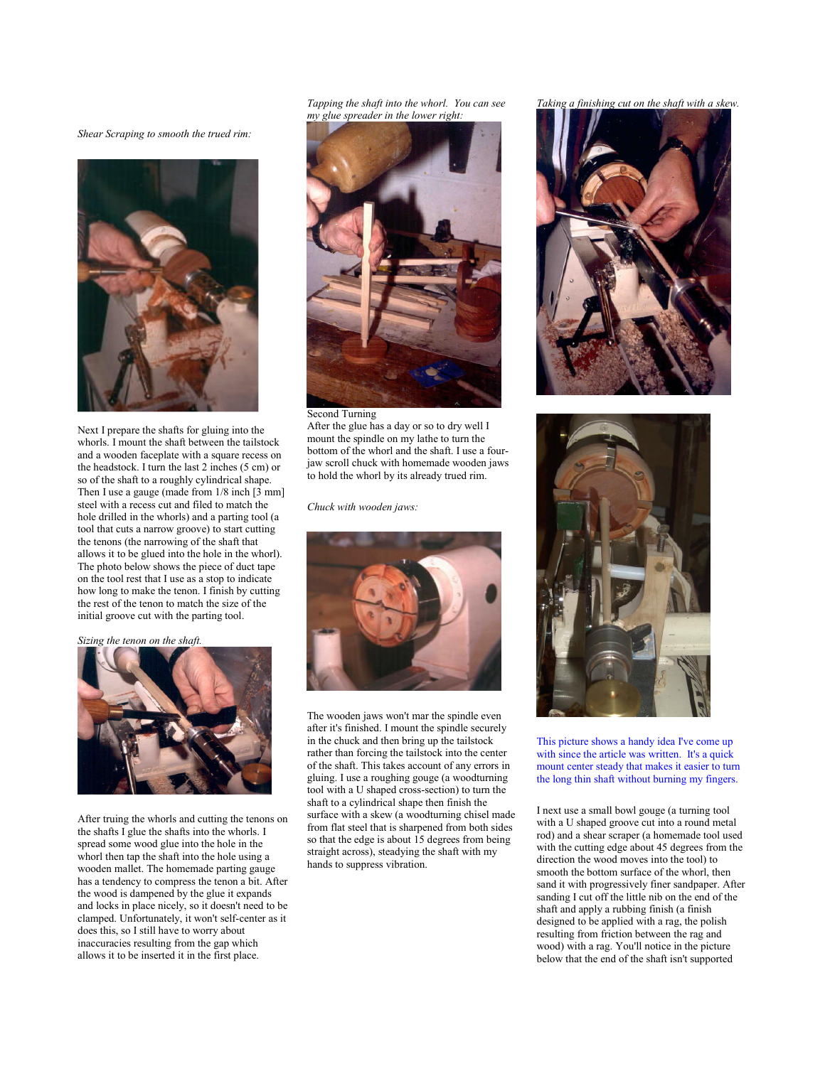*Shear Scraping to smooth the trued rim:*

Next I prepare the shafts for gluing into the whorls. I mount the shaft between the tailstock and a wooden faceplate with a square recess on the headstock. I turn the last 2 inches (5 cm) or so of the shaft to a roughly cylindrical shape. Then I use a gauge (made from 1/8 inch [3 mm] steel with a recess cut and filed to match the hole drilled in the whorls) and a parting tool (a tool that cuts a narrow groove) to start cutting the tenons (the narrowing of the shaft that allows it to be glued into the hole in the whorl). The photo below shows the piece of duct tape on the tool rest that I use as a stop to indicate how long to make the tenon. I finish by cutting the rest of the tenon to match the size of the initial groove cut with the parting tool.

*Sizing the tenon on the shaft.*

After truing the whorls and cutting the tenons on the shafts I glue the shafts into the whorls. I spread some wood glue into the hole in the whorl then tap the shaft into the hole using a wooden mallet. The homemade parting gauge has a tendency to compress the tenon a bit. After the wood is dampened by the glue it expands and locks in place nicely, so it doesn't need to be clamped. Unfortunately, it won't self-center as it does this, so I still have to worry about inaccuracies resulting from the gap which allows it to be inserted it in the first place.

*Tapping the shaft into the whorl. You can see my glue spreader in the lower right:*

Second Turning

After the glue has a day or so to dry well I mount the spindle on my lathe to turn the bottom of the whorl and the shaft. I use a four-jaw scroll chuck with homemade wooden jaws to hold the whorl by its already trued rim.

*Chuck with wooden jaws:*

The wooden jaws won't mar the spindle even after it's finished. I mount the spindle securely in the chuck and then bring up the tailstock rather than forcing the tailstock into the center of the shaft. This takes account of any errors in gluing. I use a roughing gouge (a woodturning tool with a U shaped cross-section) to turn the shaft to a cylindrical shape then finish the surface with a skew (a woodturning chisel made from flat steel that is sharpened from both sides so that the edge is about 15 degrees from being straight across), steadying the shaft with my hands to suppress vibration.

*Taking a finishing cut on the shaft with a skew.*

This picture shows a handy idea I've come up with since the article was written. It's a quick mount center steady that makes it easier to turn the long thin shaft without burning my fingers.

I next use a small bowl gouge (a turning tool with a U shaped groove cut into a round metal rod) and a shear scraper (a homemade tool used with the cutting edge about 45 degrees from the direction the wood moves into the tool) to smooth the bottom surface of the whorl, then sand it with progressively finer sandpaper. After sanding I cut off the little nib on the end of the shaft and apply a rubbing finish (a finish designed to be applied with a rag, the polish resulting from friction between the rag and wood) with a rag. You'll notice in the picture below that the end of the shaft isn't supported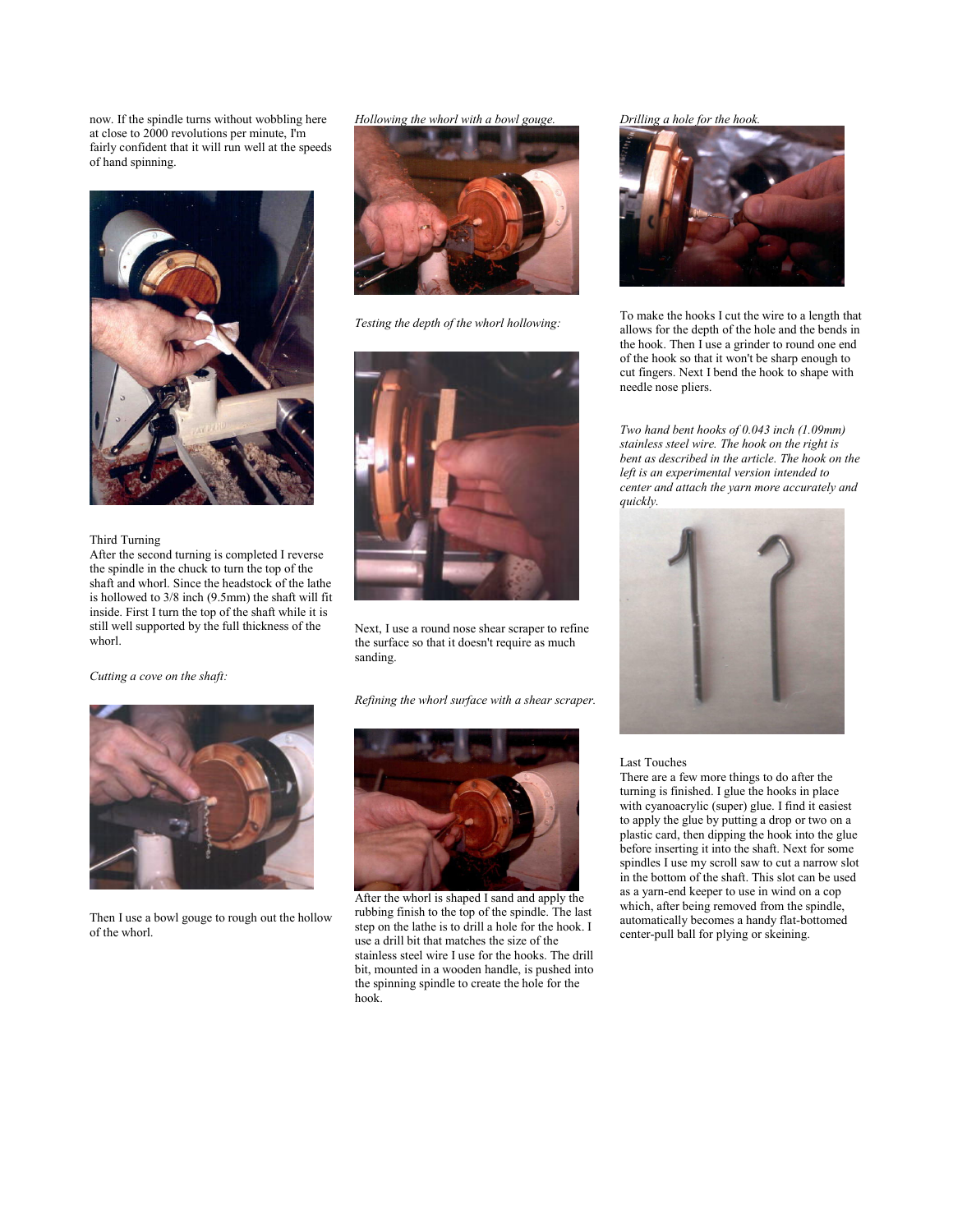now. If the spindle turns without wobbling here at close to 2000 revolutions per minute, I'm fairly confident that it will run well at the speeds of hand spinning.

## Third Turning

After the second turning is completed I reverse the spindle in the chuck to turn the top of the shaft and whorl. Since the headstock of the lathe is hollowed to 3/8 inch (9.5mm) the shaft will fit inside. First I turn the top of the shaft while it is still well supported by the full thickness of the whorl.

*Cutting a cove on the shaft:*

Then I use a bowl gouge to rough out the hollow of the whorl.

*Hollowing the whorl with a bowl gouge.*

*Testing the depth of the whorl hollowing:*

Next, I use a round nose shear scraper to refine the surface so that it doesn't require as much sanding.

*Refining the whorl surface with a shear scraper.*

After the whorl is shaped I sand and apply the rubbing finish to the top of the spindle. The last step on the lathe is to drill a hole for the hook. I use a drill bit that matches the size of the stainless steel wire I use for the hooks. The drill bit, mounted in a wooden handle, is pushed into the spinning spindle to create the hole for the hook.

*Drilling a hole for the hook.*

To make the hooks I cut the wire to a length that allows for the depth of the hole and the bends in the hook. Then I use a grinder to round one end of the hook so that it won't be sharp enough to cut fingers. Next I bend the hook to shape with needle nose pliers.

*Two hand bent hooks of 0.043 inch (1.09mm) stainless steel wire. The hook on the right is bent as described in the article. The hook on the left is an experimental version intended to center and attach the yarn more accurately and quickly.*

## Last Touches

There are a few more things to do after the turning is finished. I glue the hooks in place with cyanoacrylic (super) glue. I find it easiest to apply the glue by putting a drop or two on a plastic card, then dipping the hook into the glue before inserting it into the shaft. Next for some spindles I use my scroll saw to cut a narrow slot in the bottom of the shaft. This slot can be used as a yarn-end keeper to use in wind on a cop which, after being removed from the spindle, automatically becomes a handy flat-bottomed center-pull ball for plying or skeining.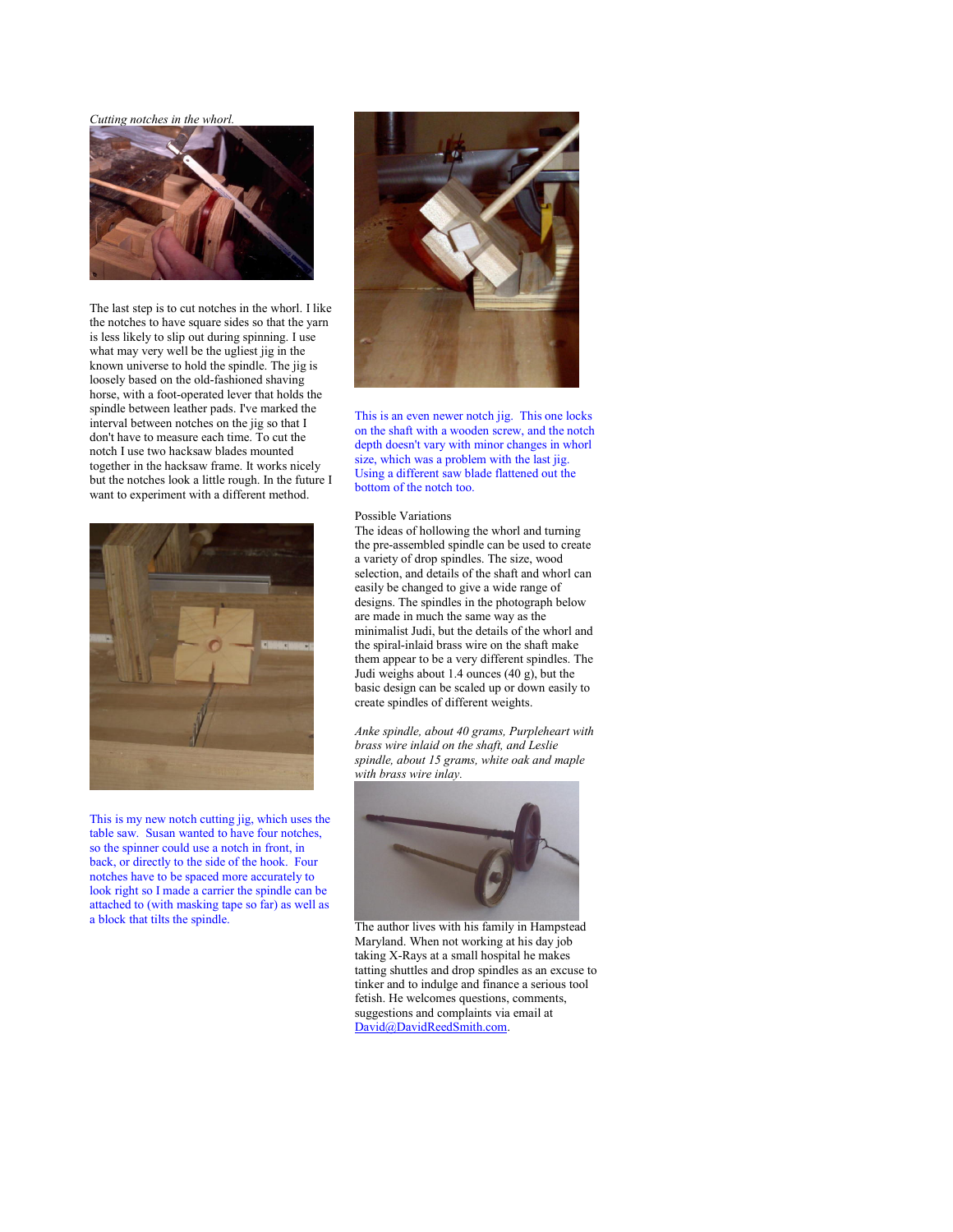*Cutting notches in the whorl.*

The last step is to cut notches in the whorl. I like the notches to have square sides so that the yarn is less likely to slip out during spinning. I use what may very well be the ugliest jig in the known universe to hold the spindle. The jig is loosely based on the old-fashioned shaving horse, with a foot-operated lever that holds the spindle between leather pads. I've marked the interval between notches on the jig so that I don't have to measure each time. To cut the notch I use two hacksaw blades mounted together in the hacksaw frame. It works nicely but the notches look a little rough. In the future I want to experiment with a different method.

This is my new notch cutting jig, which uses the table saw. Susan wanted to have four notches, so the spinner could use a notch in front, in back, or directly to the side of the hook. Four notches have to be spaced more accurately to look right so I made a carrier the spindle can be attached to (with masking tape so far) as well as a block that tilts the spindle.

This is an even newer notch jig. This one locks on the shaft with a wooden screw, and the notch depth doesn't vary with minor changes in whorl size, which was a problem with the last jig. Using a different saw blade flattened out the bottom of the notch too.

Possible Variations

The ideas of hollowing the whorl and turning the pre-assembled spindle can be used to create a variety of drop spindles. The size, wood selection, and details of the shaft and whorl can easily be changed to give a wide range of designs. The spindles in the photograph below are made in much the same way as the minimalist Judi, but the details of the whorl and the spiral-inlaid brass wire on the shaft make them appear to be a very different spindles. The Judi weighs about 1.4 ounces (40 g), but the basic design can be scaled up or down easily to create spindles of different weights.

*Anke spindle, about 40 grams, Purpleheart with brass wire inlaid on the shaft, and Leslie spindle, about 15 grams, white oak and maple with brass wire inlay.*

The author lives with his family in Hampstead Maryland. When not working at his day job taking X-Rays at a small hospital he makes tatting shuttles and drop spindles as an excuse to tinker and to indulge and finance a serious tool fetish. He welcomes questions, comments, suggestions and complaints via email at David@DavidReedSmith.com.